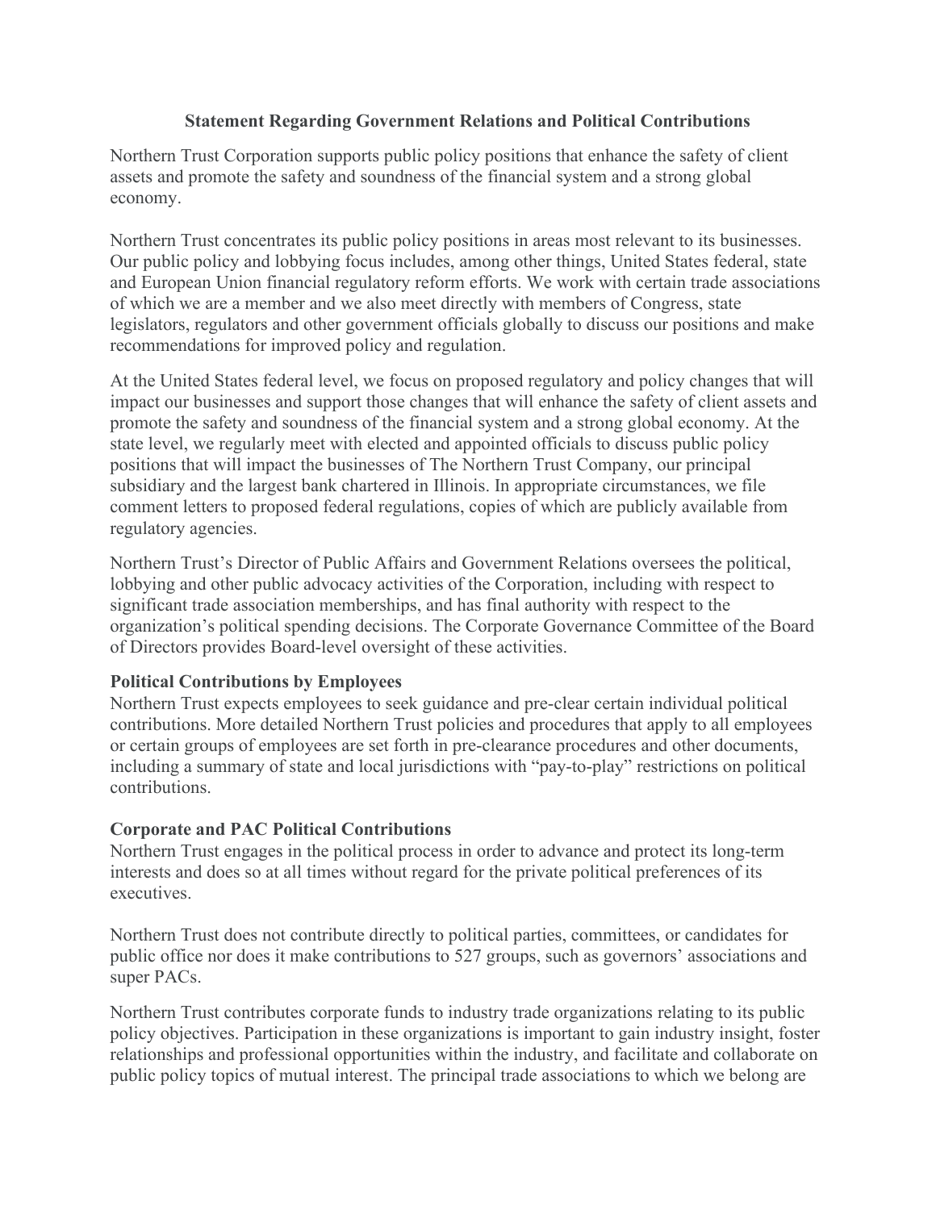# Statement Regarding Government Relations and Political Contributions

Northern Trust Corporation supports public policy positions that enhance the safety of client assets and promote the safety and soundness of the financial system and a strong global economy.

Northern Trust concentrates its public policy positions in areas most relevant to its businesses. Our public policy and lobbying focus includes, among other things, United States federal, state and European Union financial regulatory reform efforts. We work with certain trade associations of which we are a member and we also meet directly with members of Congress, state legislators, regulators and other government officials globally to discuss our positions and make recommendations for improved policy and regulation.

At the United States federal level, we focus on proposed regulatory and policy changes that will impact our businesses and support those changes that will enhance the safety of client assets and promote the safety and soundness of the financial system and a strong global economy. At the state level, we regularly meet with elected and appointed officials to discuss public policy positions that will impact the businesses of The Northern Trust Company, our principal subsidiary and the largest bank chartered in Illinois. In appropriate circumstances, we file comment letters to proposed federal regulations, copies of which are publicly available from regulatory agencies.

Northern Trust's Director of Public Affairs and Government Relations oversees the political, lobbying and other public advocacy activities of the Corporation, including with respect to significant trade association memberships, and has final authority with respect to the organization's political spending decisions. The Corporate Governance Committee of the Board of Directors provides Board-level oversight of these activities.

**Political Contributions by Employees**

Northern Trust expects employees to seek guidance and pre-clear certain individual political contributions. More detailed Northern Trust policies and procedures that apply to all employees or certain groups of employees are set forth in pre-clearance procedures and other documents, including a summary of state and local jurisdictions with "pay-to-play" restrictions on political contributions.

**Corporate and PAC Political Contributions**

Northern Trust engages in the political process in order to advance and protect its long-term interests and does so at all times without regard for the private political preferences of its executives.

Northern Trust does not contribute directly to political parties, committees, or candidates for public office nor does it make contributions to 527 groups, such as governors' associations and super PACs.

Northern Trust contributes corporate funds to industry trade organizations relating to its public policy objectives. Participation in these organizations is important to gain industry insight, foster relationships and professional opportunities within the industry, and facilitate and collaborate on public policy topics of mutual interest. The principal trade associations to which we belong are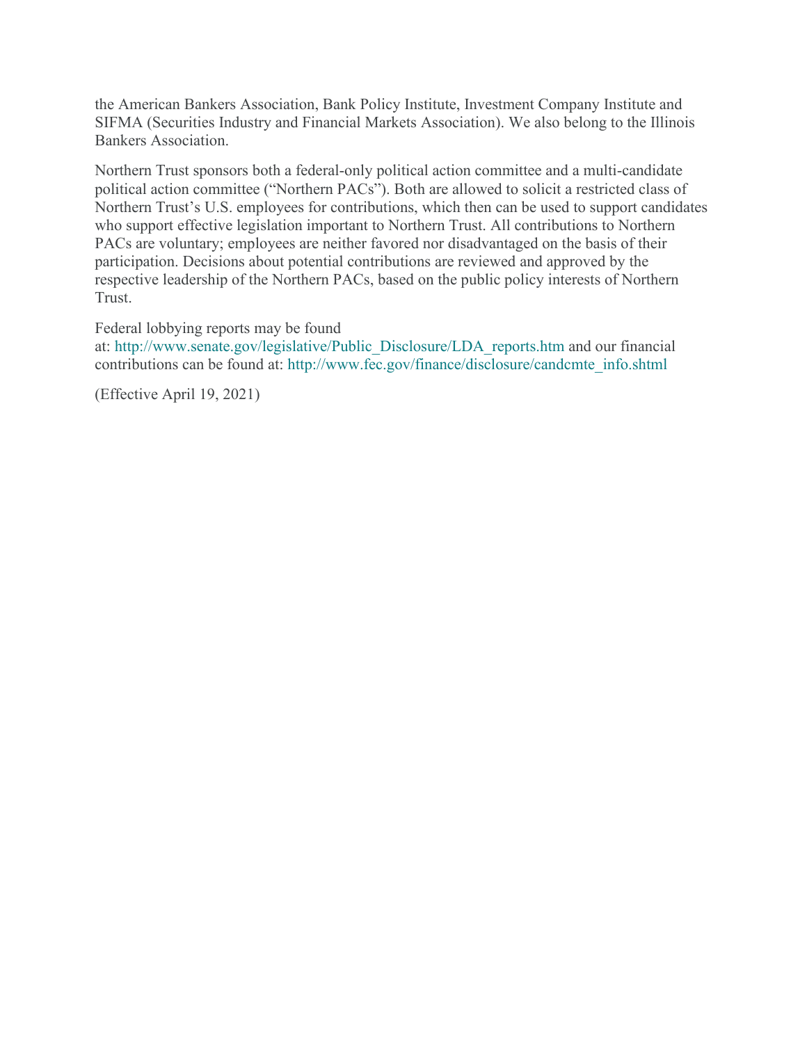the American Bankers Association, Bank Policy Institute, Investment Company Institute and SIFMA (Securities Industry and Financial Markets Association). We also belong to the Illinois Bankers Association.

Northern Trust sponsors both a federal-only political action committee and a multi-candidate political action committee ("Northern PACs"). Both are allowed to solicit a restricted class of Northern Trust's U.S. employees for contributions, which then can be used to support candidates who support effective legislation important to Northern Trust. All contributions to Northern PACs are voluntary; employees are neither favored nor disadvantaged on the basis of their participation. Decisions about potential contributions are reviewed and approved by the respective leadership of the Northern PACs, based on the public policy interests of Northern Trust.

Federal lobbying reports may be found at: http://www.senate.gov/legislative/Public_Disclosure/LDA_reports.htm and our financial contributions can be found at: http://www.fec.gov/finance/disclosure/candcmte_info.shtml

(Effective April 19, 2021)